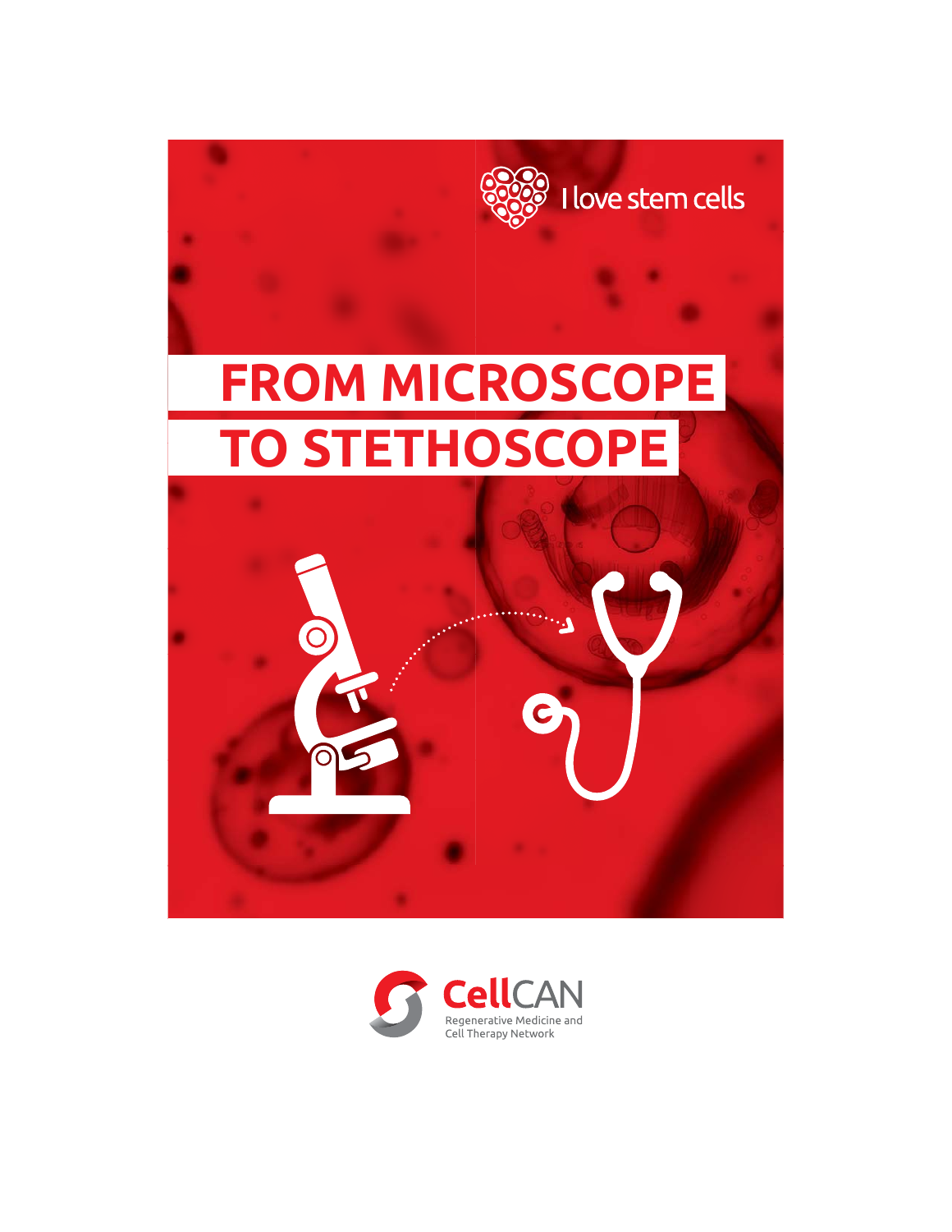I love stem cells

# FROM MICROSCOPE TO STETHOSCOPE

CellCAN

Regenerative Medicine and Cell Therapy Network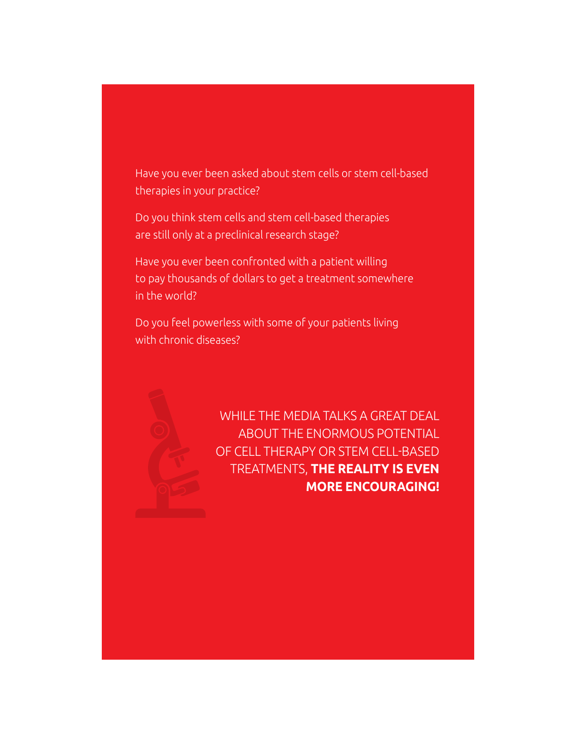Have you ever been asked about stem cells or stem cell-based therapies in your practice?

Do you think stem cells and stem cell-based therapies are still only at a preclinical research stage?

Have you ever been confronted with a patient willing to pay thousands of dollars to get a treatment somewhere in the world?

Do you feel powerless with some of your patients living with chronic diseases?

WHILE THE MEDIA TALKS A GREAT DEAL ABOUT THE ENORMOUS POTENTIAL OF CELL THERAPY OR STEM CELL-BASED TREATMENTS, **THE REALITY IS EVEN MORE ENCOURAGING!**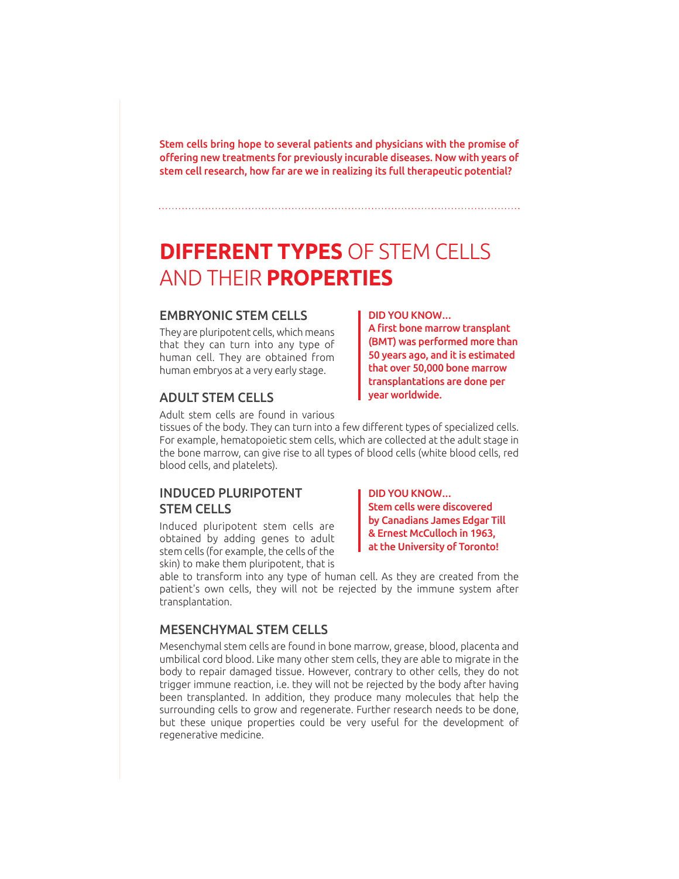**Stem cells bring hope to several patients and physicians with the promise of offering new treatments for previously incurable diseases. Now with years of stem cell research, how far are we in realizing its full therapeutic potential?**

# **DIFFERENT TYPES** OF STEM CELLS AND THEIR **PROPERTIES**

## EMBRYONIC STEM CELLS

They are pluripotent cells, which means that they can turn into any type of human cell. They are obtained from human embryos at a very early stage.

**DID YOU KNOW…**
**A first bone marrow transplant (BMT) was performed more than 50 years ago, and it is estimated that over 50,000 bone marrow transplantations are done per year worldwide.**

## ADULT STEM CELLS

Adult stem cells are found in various tissues of the body. They can turn into a few different types of specialized cells. For example, hematopoietic stem cells, which are collected at the adult stage in the bone marrow, can give rise to all types of blood cells (white blood cells, red blood cells, and platelets).

## INDUCED PLURIPOTENT STEM CELLS

Induced pluripotent stem cells are obtained by adding genes to adult stem cells (for example, the cells of the skin) to make them pluripotent, that is able to transform into any type of human cell. As they are created from the patient's own cells, they will not be rejected by the immune system after transplantation.

**DID YOU KNOW…**
**Stem cells were discovered by Canadians James Edgar Till & Ernest McCulloch in 1963, at the University of Toronto!**

## MESENCHYMAL STEM CELLS

Mesenchymal stem cells are found in bone marrow, grease, blood, placenta and umbilical cord blood. Like many other stem cells, they are able to migrate in the body to repair damaged tissue. However, contrary to other cells, they do not trigger immune reaction, i.e. they will not be rejected by the body after having been transplanted. In addition, they produce many molecules that help the surrounding cells to grow and regenerate. Further research needs to be done, but these unique properties could be very useful for the development of regenerative medicine.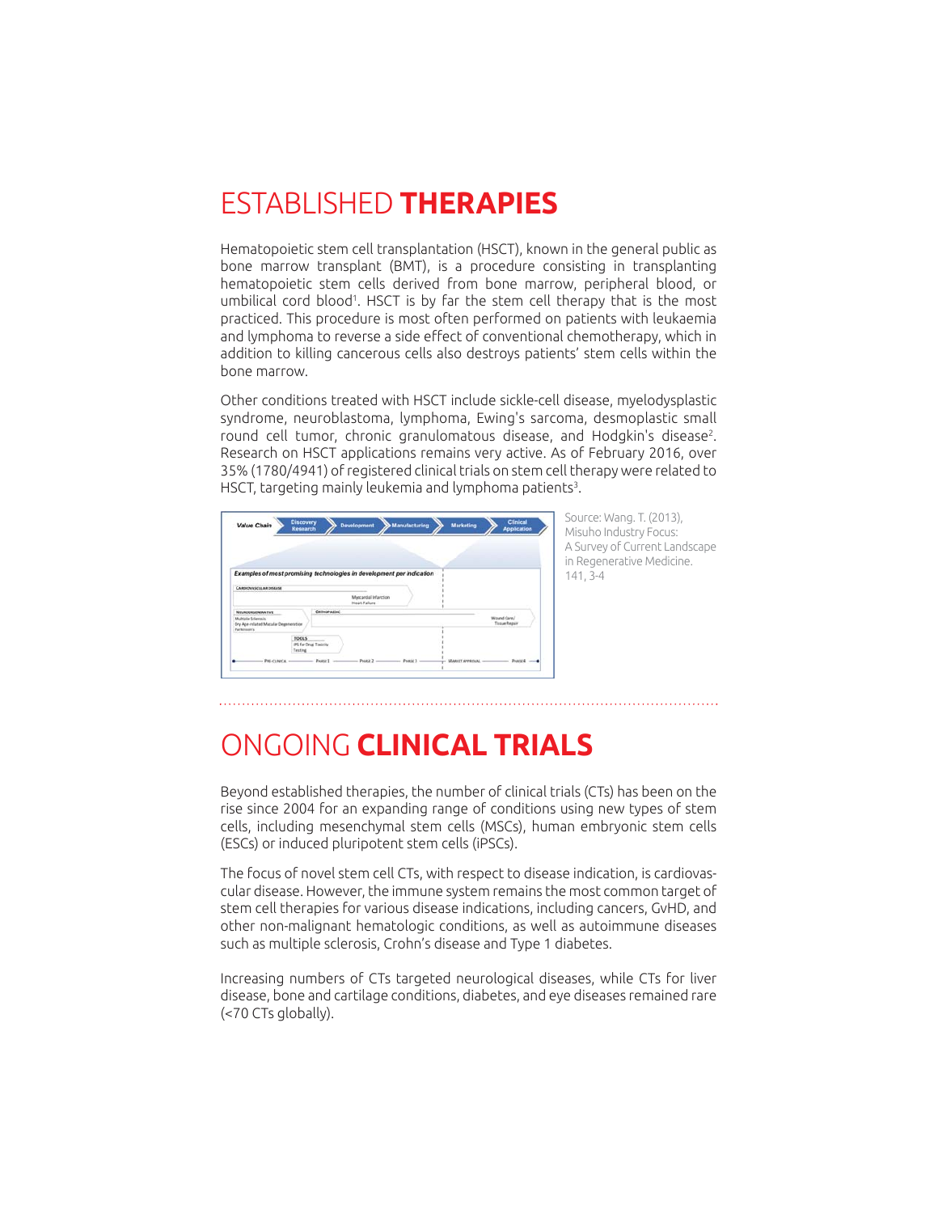# ESTABLISHED **THERAPIES**

Hematopoietic stem cell transplantation (HSCT), known in the general public as bone marrow transplant (BMT), is a procedure consisting in transplanting hematopoietic stem cells derived from bone marrow, peripheral blood, or umbilical cord blood[1]. HSCT is by far the stem cell therapy that is the most practiced. This procedure is most often performed on patients with leukaemia and lymphoma to reverse a side effect of conventional chemotherapy, which in addition to killing cancerous cells also destroys patients' stem cells within the bone marrow.

Other conditions treated with HSCT include sickle-cell disease, myelodysplastic syndrome, neuroblastoma, lymphoma, Ewing's sarcoma, desmoplastic small round cell tumor, chronic granulomatous disease, and Hodgkin's disease[2]. Research on HSCT applications remains very active. As of February 2016, over 35% (1780/4941) of registered clinical trials on stem cell therapy were related to HSCT, targeting mainly leukemia and lymphoma patients[3].

Source: Wang. T. (2013), Misuho Industry Focus: A Survey of Current Landscape in Regenerative Medicine. 141, 3-4

# ONGOING **CLINICAL TRIALS**

Beyond established therapies, the number of clinical trials (CTs) has been on the rise since 2004 for an expanding range of conditions using new types of stem cells, including mesenchymal stem cells (MSCs), human embryonic stem cells (ESCs) or induced pluripotent stem cells (iPSCs).

The focus of novel stem cell CTs, with respect to disease indication, is cardiovascular disease. However, the immune system remains the most common target of stem cell therapies for various disease indications, including cancers, GvHD, and other non-malignant hematologic conditions, as well as autoimmune diseases such as multiple sclerosis, Crohn's disease and Type 1 diabetes.

Increasing numbers of CTs targeted neurological diseases, while CTs for liver disease, bone and cartilage conditions, diabetes, and eye diseases remained rare (<70 CTs globally).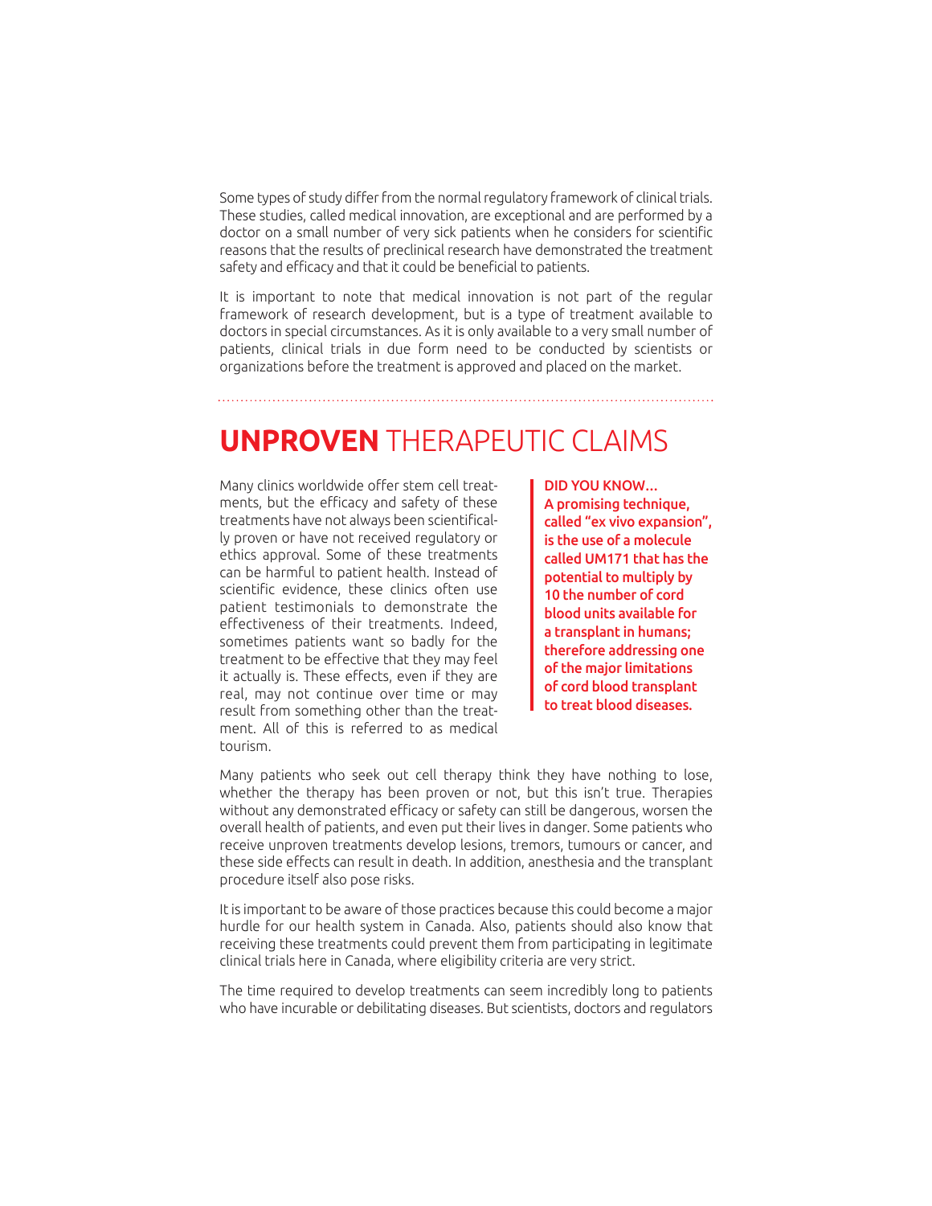Some types of study differ from the normal regulatory framework of clinical trials. These studies, called medical innovation, are exceptional and are performed by a doctor on a small number of very sick patients when he considers for scientific reasons that the results of preclinical research have demonstrated the treatment safety and efficacy and that it could be beneficial to patients.

It is important to note that medical innovation is not part of the regular framework of research development, but is a type of treatment available to doctors in special circumstances. As it is only available to a very small number of patients, clinical trials in due form need to be conducted by scientists or organizations before the treatment is approved and placed on the market.

## **UNPROVEN** THERAPEUTIC CLAIMS

Many clinics worldwide offer stem cell treatments, but the efficacy and safety of these treatments have not always been scientifically proven or have not received regulatory or ethics approval. Some of these treatments can be harmful to patient health. Instead of scientific evidence, these clinics often use patient testimonials to demonstrate the effectiveness of their treatments. Indeed, sometimes patients want so badly for the treatment to be effective that they may feel it actually is. These effects, even if they are real, may not continue over time or may result from something other than the treatment. All of this is referred to as medical tourism.

> **DID YOU KNOW…**
> **A promising technique, called "ex vivo expansion", is the use of a molecule called UM171 that has the potential to multiply by 10 the number of cord blood units available for a transplant in humans; therefore addressing one of the major limitations of cord blood transplant to treat blood diseases.**

Many patients who seek out cell therapy think they have nothing to lose, whether the therapy has been proven or not, but this isn't true. Therapies without any demonstrated efficacy or safety can still be dangerous, worsen the overall health of patients, and even put their lives in danger. Some patients who receive unproven treatments develop lesions, tremors, tumours or cancer, and these side effects can result in death. In addition, anesthesia and the transplant procedure itself also pose risks.

It is important to be aware of those practices because this could become a major hurdle for our health system in Canada. Also, patients should also know that receiving these treatments could prevent them from participating in legitimate clinical trials here in Canada, where eligibility criteria are very strict.

The time required to develop treatments can seem incredibly long to patients who have incurable or debilitating diseases. But scientists, doctors and regulators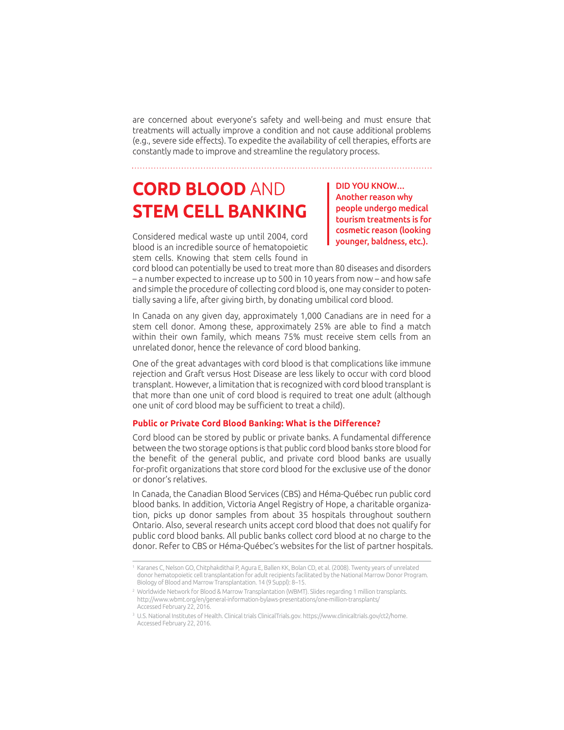are concerned about everyone's safety and well-being and must ensure that treatments will actually improve a condition and not cause additional problems (e.g., severe side effects). To expedite the availability of cell therapies, efforts are constantly made to improve and streamline the regulatory process.

## **CORD BLOOD** AND **STEM CELL BANKING**

**DID YOU KNOW... Another reason why people undergo medical tourism treatments is for cosmetic reason (looking younger, baldness, etc.).**

Considered medical waste up until 2004, cord blood is an incredible source of hematopoietic stem cells. Knowing that stem cells found in cord blood can potentially be used to treat more than 80 diseases and disorders – a number expected to increase up to 500 in 10 years from now – and how safe and simple the procedure of collecting cord blood is, one may consider to potentially saving a life, after giving birth, by donating umbilical cord blood.

In Canada on any given day, approximately 1,000 Canadians are in need for a stem cell donor. Among these, approximately 25% are able to find a match within their own family, which means 75% must receive stem cells from an unrelated donor, hence the relevance of cord blood banking.

One of the great advantages with cord blood is that complications like immune rejection and Graft versus Host Disease are less likely to occur with cord blood transplant. However, a limitation that is recognized with cord blood transplant is that more than one unit of cord blood is required to treat one adult (although one unit of cord blood may be sufficient to treat a child).

### Public or Private Cord Blood Banking: What is the Difference?

Cord blood can be stored by public or private banks. A fundamental difference between the two storage options is that public cord blood banks store blood for the benefit of the general public, and private cord blood banks are usually for-profit organizations that store cord blood for the exclusive use of the donor or donor's relatives.

In Canada, the Canadian Blood Services (CBS) and Héma-Québec run public cord blood banks. In addition, Victoria Angel Registry of Hope, a charitable organization, picks up donor samples from about 35 hospitals throughout southern Ontario. Also, several research units accept cord blood that does not qualify for public cord blood banks. All public banks collect cord blood at no charge to the donor. Refer to CBS or Héma-Québec's websites for the list of partner hospitals.

---

[1] Karanes C, Nelson GO, Chitphakdithai P, Agura E, Ballen KK, Bolan CD, et al. (2008). Twenty years of unrelated donor hematopoietic cell transplantation for adult recipients facilitated by the National Marrow Donor Program. Biology of Blood and Marrow Transplantation. 14 (9 Suppl): 8–15.

[2] Worldwide Network for Blood & Marrow Transplantation (WBMT). Slides regarding 1 million transplants. http://www.wbmt.org/en/general-information-bylaws-presentations/one-million-transplants/ Accessed February 22, 2016.

[3] U.S. National Institutes of Health. Clinical trials ClinicalTrials.gov. https://www.clinicaltrials.gov/ct2/home. Accessed February 22, 2016.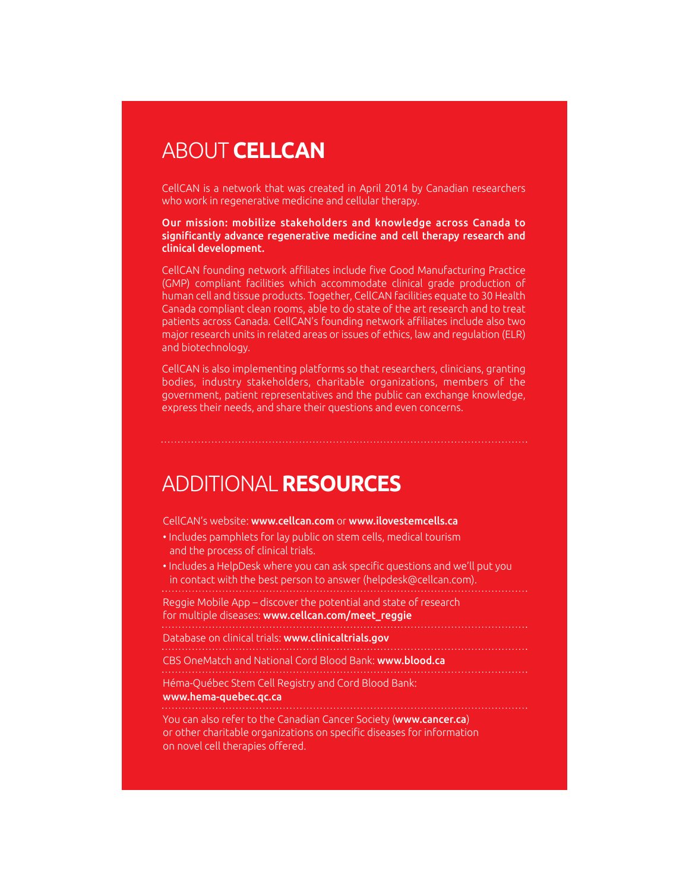## ABOUT **CELLCAN**

CellCAN is a network that was created in April 2014 by Canadian researchers who work in regenerative medicine and cellular therapy.

**Our mission: mobilize stakeholders and knowledge across Canada to significantly advance regenerative medicine and cell therapy research and clinical development.**

CellCAN founding network affiliates include five Good Manufacturing Practice (GMP) compliant facilities which accommodate clinical grade production of human cell and tissue products. Together, CellCAN facilities equate to 30 Health Canada compliant clean rooms, able to do state of the art research and to treat patients across Canada. CellCAN's founding network affiliates include also two major research units in related areas or issues of ethics, law and regulation (ELR) and biotechnology.

CellCAN is also implementing platforms so that researchers, clinicians, granting bodies, industry stakeholders, charitable organizations, members of the government, patient representatives and the public can exchange knowledge, express their needs, and share their questions and even concerns.

---

## ADDITIONAL **RESOURCES**

CellCAN's website: **www.cellcan.com** or **www.ilovestemcells.ca**

- Includes pamphlets for lay public on stem cells, medical tourism and the process of clinical trials.
- Includes a HelpDesk where you can ask specific questions and we'll put you in contact with the best person to answer (helpdesk@cellcan.com).

---

Reggie Mobile App – discover the potential and state of research for multiple diseases: **www.cellcan.com/meet_reggie**

---

Database on clinical trials: **www.clinicaltrials.gov**

---

CBS OneMatch and National Cord Blood Bank: **www.blood.ca**

---

Héma-Québec Stem Cell Registry and Cord Blood Bank: **www.hema-quebec.qc.ca**

---

You can also refer to the Canadian Cancer Society (**www.cancer.ca**) or other charitable organizations on specific diseases for information on novel cell therapies offered.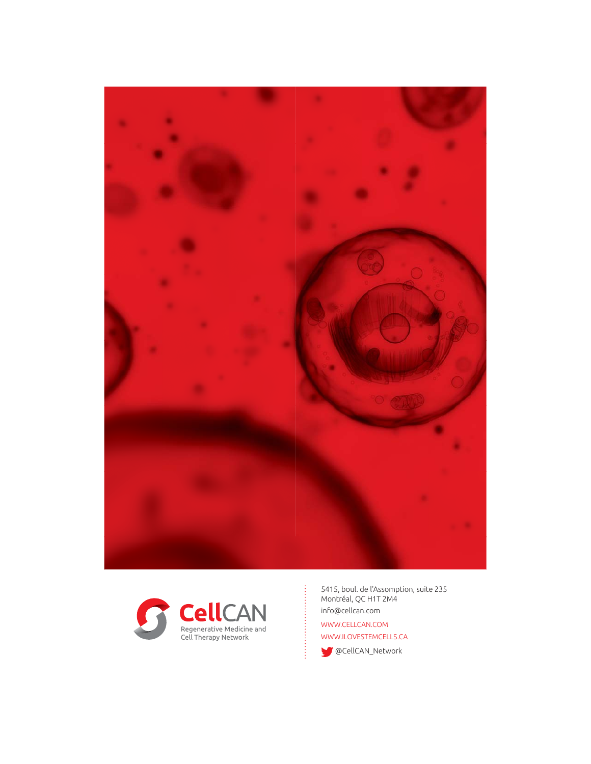CellCAN
Regenerative Medicine and Cell Therapy Network

5415, boul. de l'Assomption, suite 235
Montréal, QC H1T 2M4
info@cellcan.com

WWW.CELLCAN.COM
WWW.ILOVESTEMCELLS.CA
@CellCAN_Network